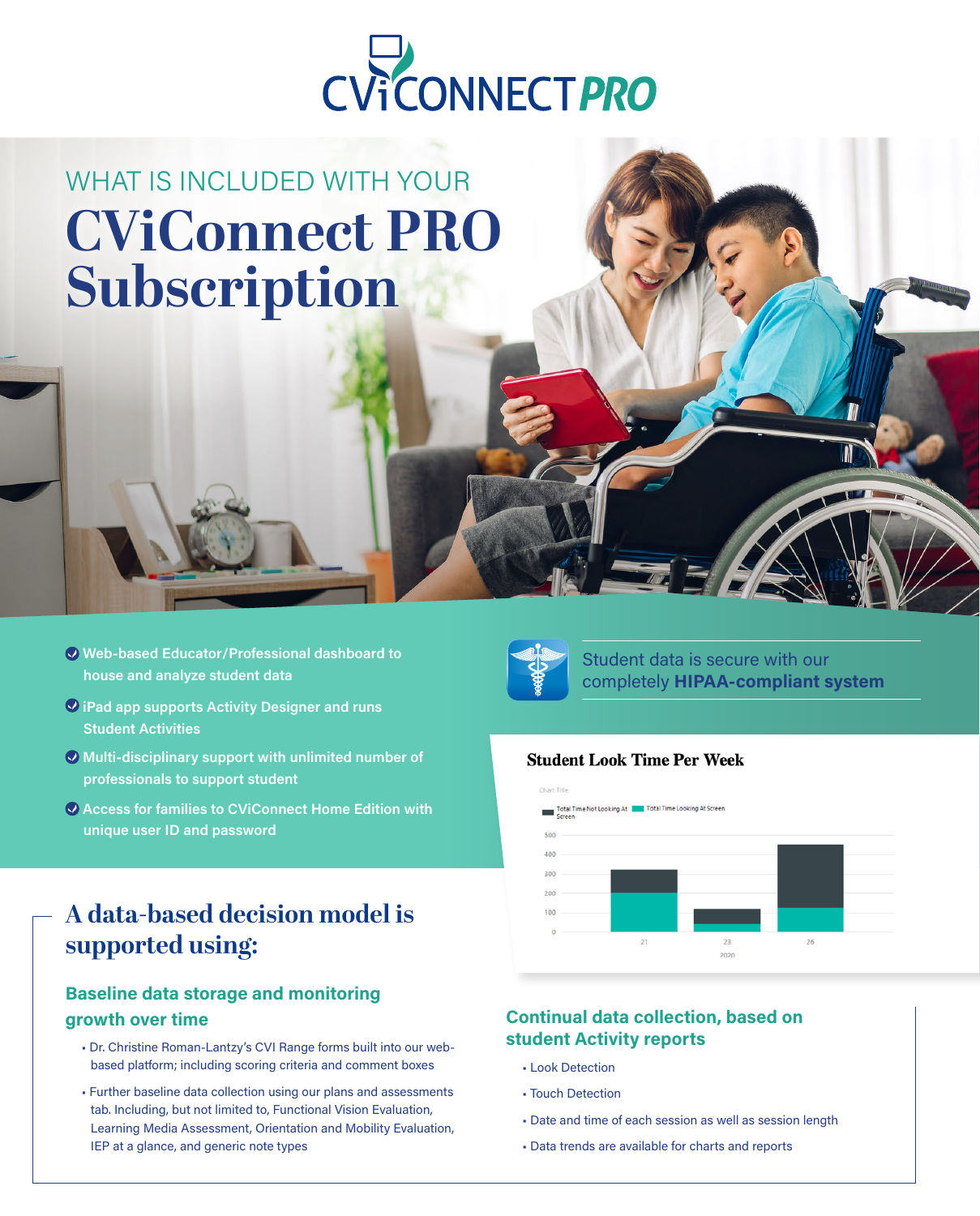# CVICONNECT PRO

WHAT IS INCLUDED WITH YOUR

# CViConnect PRO Subscription

- Web-based Educator/Professional dashboard to house and analyze student data
- iPad app supports Activity Designer and runs Student Activities
- Multi-disciplinary support with unlimited number of professionals to support student
- Access for families to CViConnect Home Edition with unique user ID and password

Student data is secure with our completely **HIPAA-compliant system**

**Student Look Time Per Week**

Chart Title

Total Time Not Looking At Screen | Total Time Looking At Screen

500
400
300
200
100
0

21 | 23 | 26

2020

## A data-based decision model is supported using:

### Baseline data storage and monitoring growth over time

- Dr. Christine Roman-Lantzy's CVI Range forms built into our web-based platform; including scoring criteria and comment boxes
- Further baseline data collection using our plans and assessments tab. Including, but not limited to, Functional Vision Evaluation, Learning Media Assessment, Orientation and Mobility Evaluation, IEP at a glance, and generic note types

### Continual data collection, based on student Activity reports

- Look Detection
- Touch Detection
- Date and time of each session as well as session length
- Data trends are available for charts and reports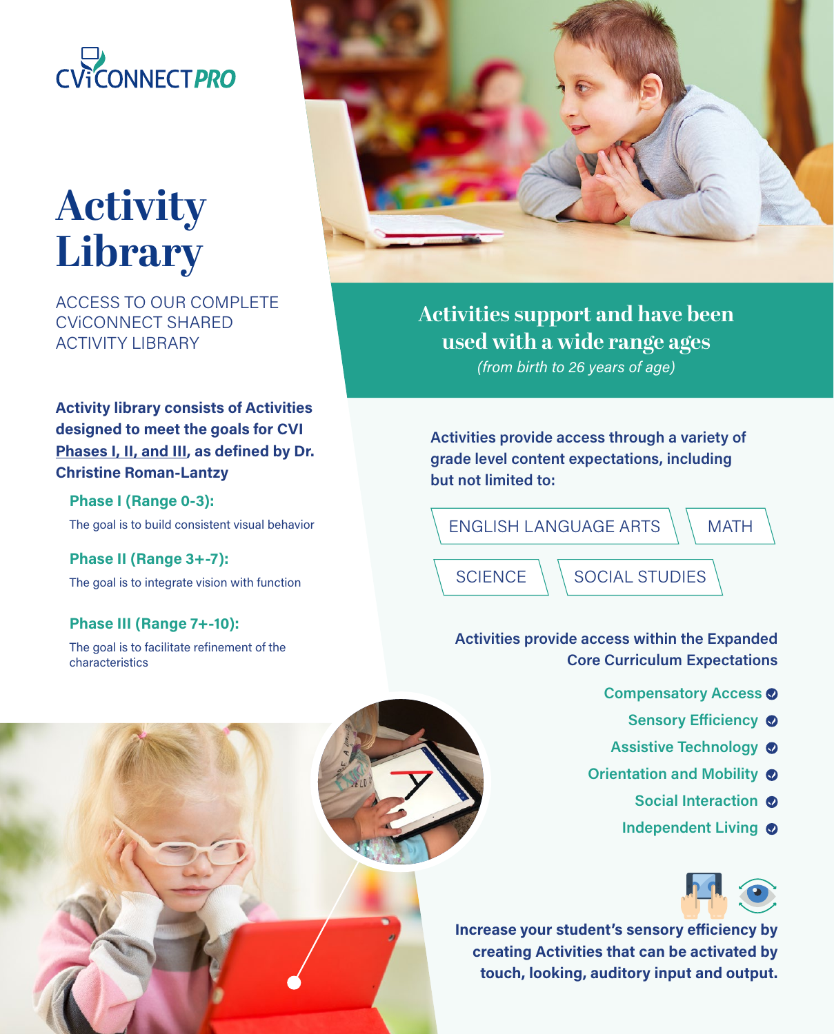CViCONNECT*PRO*

# Activity Library

ACCESS TO OUR COMPLETE CViCONNECT SHARED ACTIVITY LIBRARY

**Activity library consists of Activities designed to meet the goals for CVI Phases I, II, and III, as defined by Dr. Christine Roman-Lantzy**

**Phase I (Range 0-3):**

The goal is to build consistent visual behavior

**Phase II (Range 3+-7):**

The goal is to integrate vision with function

**Phase III (Range 7+-10):**

The goal is to facilitate refinement of the characteristics

## Activities support and have been used with a wide range ages

*(from birth to 26 years of age)*

**Activities provide access through a variety of grade level content expectations, including but not limited to:**

- ENGLISH LANGUAGE ARTS
- MATH
- SCIENCE
- SOCIAL STUDIES

**Activities provide access within the Expanded Core Curriculum Expectations**

- Compensatory Access
- Sensory Efficiency
- Assistive Technology
- Orientation and Mobility
- Social Interaction
- Independent Living

**Increase your student's sensory efficiency by creating Activities that can be activated by touch, looking, auditory input and output.**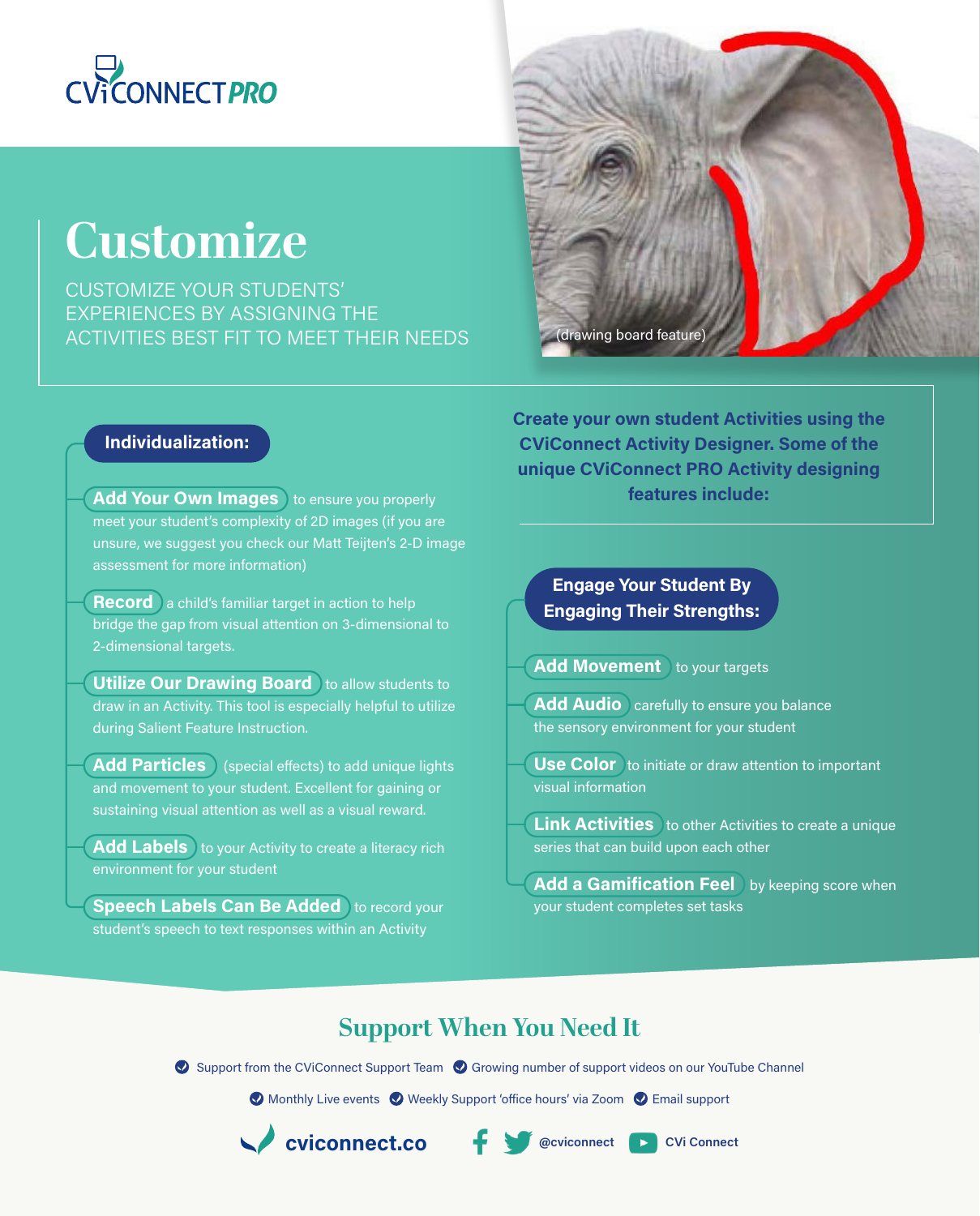CViCONNECT PRO

# Customize

CUSTOMIZE YOUR STUDENTS' EXPERIENCES BY ASSIGNING THE ACTIVITIES BEST FIT TO MEET THEIR NEEDS

(drawing board feature)

## Individualization:

- **Add Your Own Images** to ensure you properly meet your student's complexity of 2D images (if you are unsure, we suggest you check our Matt Teijten's 2-D image assessment for more information)
- **Record** a child's familiar target in action to help bridge the gap from visual attention on 3-dimensional to 2-dimensional targets.
- **Utilize Our Drawing Board** to allow students to draw in an Activity. This tool is especially helpful to utilize during Salient Feature Instruction.
- **Add Particles** (special effects) to add unique lights and movement to your student. Excellent for gaining or sustaining visual attention as well as a visual reward.
- **Add Labels** to your Activity to create a literacy rich environment for your student
- **Speech Labels Can Be Added** to record your student's speech to text responses within an Activity

**Create your own student Activities using the CViConnect Activity Designer. Some of the unique CViConnect PRO Activity designing features include:**

## Engage Your Student By Engaging Their Strengths:

- **Add Movement** to your targets
- **Add Audio** carefully to ensure you balance the sensory environment for your student
- **Use Color** to initiate or draw attention to important visual information
- **Link Activities** to other Activities to create a unique series that can build upon each other
- **Add a Gamification Feel** by keeping score when your student completes set tasks

## Support When You Need It

- Support from the CViConnect Support Team
- Growing number of support videos on our YouTube Channel
- Monthly Live events
- Weekly Support 'office hours' via Zoom
- Email support

cviconnect.co @cviconnect CVi Connect